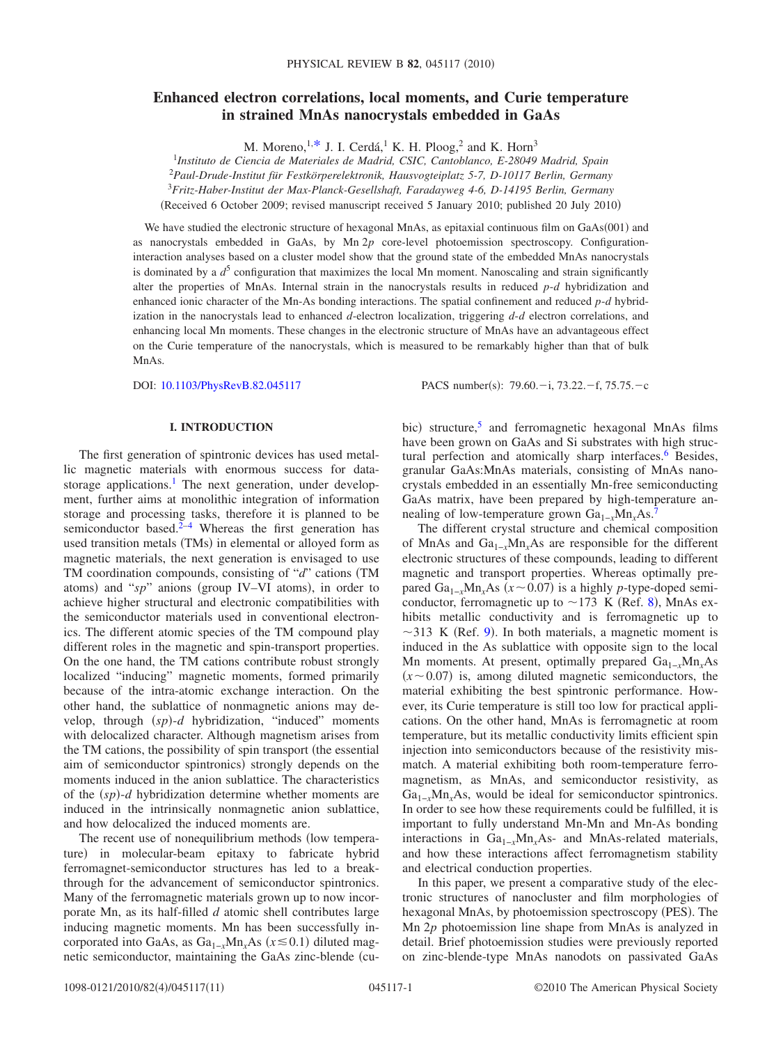# Enhanced electron correlations, local moments, and Curie temperature in strained MnAs nanocrystals embedded in GaAs

M. Moreno,[1,*] J. I. Cerdá,[1] K. H. Ploog,[2] and K. Horn[3]

[1]*Instituto de Ciencia de Materiales de Madrid, CSIC, Cantoblanco, E-28049 Madrid, Spain*
[2]*Paul-Drude-Institut für Festkörperelektronik, Hausvogteiplatz 5-7, D-10117 Berlin, Germany*
[3]*Fritz-Haber-Institut der Max-Planck-Gesellschaft, Faradayweg 4-6, D-14195 Berlin, Germany*

(Received 6 October 2009; revised manuscript received 5 January 2010; published 20 July 2010)

We have studied the electronic structure of hexagonal MnAs, as epitaxial continuous film on GaAs(001) and as nanocrystals embedded in GaAs, by Mn 2$p$ core-level photoemission spectroscopy. Configuration-interaction analyses based on a cluster model show that the ground state of the embedded MnAs nanocrystals is dominated by a $d^5$ configuration that maximizes the local Mn moment. Nanoscaling and strain significantly alter the properties of MnAs. Internal strain in the nanocrystals results in reduced $p$-$d$ hybridization and enhanced ionic character of the Mn-As bonding interactions. The spatial confinement and reduced $p$-$d$ hybridization in the nanocrystals lead to enhanced $d$-electron localization, triggering $d$-$d$ electron correlations, and enhancing local Mn moments. These changes in the electronic structure of MnAs have an advantageous effect on the Curie temperature of the nanocrystals, which is measured to be remarkably higher than that of bulk MnAs.

DOI: 10.1103/PhysRevB.82.045117 PACS number(s): 79.60.−i, 73.22.−f, 75.75.−c

## I. INTRODUCTION

The first generation of spintronic devices has used metallic magnetic materials with enormous success for data-storage applications.[1] The next generation, under development, further aims at monolithic integration of information storage and processing tasks, therefore it is planned to be semiconductor based.[2–4] Whereas the first generation has used transition metals (TMs) in elemental or alloyed form as magnetic materials, the next generation is envisaged to use TM coordination compounds, consisting of "$d$" cations (TM atoms) and "$sp$" anions (group IV–VI atoms), in order to achieve higher structural and electronic compatibilities with the semiconductor materials used in conventional electronics. The different atomic species of the TM compound play different roles in the magnetic and spin-transport properties. On the one hand, the TM cations contribute robust strongly localized "inducing" magnetic moments, formed primarily because of the intra-atomic exchange interaction. On the other hand, the sublattice of nonmagnetic anions may develop, through ($sp$)-$d$ hybridization, "induced" moments with delocalized character. Although magnetism arises from the TM cations, the possibility of spin transport (the essential aim of semiconductor spintronics) strongly depends on the moments induced in the anion sublattice. The characteristics of the ($sp$)-$d$ hybridization determine whether moments are induced in the intrinsically nonmagnetic anion sublattice, and how delocalized the induced moments are.

The recent use of nonequilibrium methods (low temperature) in molecular-beam epitaxy to fabricate hybrid ferromagnet-semiconductor structures has led to a breakthrough for the advancement of semiconductor spintronics. Many of the ferromagnetic materials grown up to now incorporate Mn, as its half-filled $d$ atomic shell contributes large inducing magnetic moments. Mn has been successfully incorporated into GaAs, as $Ga_{1-x}Mn_xAs$ ($x \lesssim 0.1$) diluted magnetic semiconductor, maintaining the GaAs zinc-blende (cubic) structure,[5] and ferromagnetic hexagonal MnAs films have been grown on GaAs and Si substrates with high structural perfection and atomically sharp interfaces.[6] Besides, granular GaAs:MnAs materials, consisting of MnAs nanocrystals embedded in an essentially Mn-free semiconducting GaAs matrix, have been prepared by high-temperature annealing of low-temperature grown $Ga_{1-x}Mn_xAs$.[7]

The different crystal structure and chemical composition of MnAs and $Ga_{1-x}Mn_xAs$ are responsible for the different electronic structures of these compounds, leading to different magnetic and transport properties. Whereas optimally prepared $Ga_{1-x}Mn_xAs$ ($x \sim 0.07$) is a highly $p$-type-doped semiconductor, ferromagnetic up to $\sim$173 K (Ref. 8), MnAs exhibits metallic conductivity and is ferromagnetic up to $\sim$313 K (Ref. 9). In both materials, a magnetic moment is induced in the As sublattice with opposite sign to the local Mn moments. At present, optimally prepared $Ga_{1-x}Mn_xAs$ ($x \sim 0.07$) is, among diluted magnetic semiconductors, the material exhibiting the best spintronic performance. However, its Curie temperature is still too low for practical applications. On the other hand, MnAs is ferromagnetic at room temperature, but its metallic conductivity limits efficient spin injection into semiconductors because of the resistivity mismatch. A material exhibiting both room-temperature ferromagnetism, as MnAs, and semiconductor resistivity, as $Ga_{1-x}Mn_xAs$, would be ideal for semiconductor spintronics. In order to see how these requirements could be fulfilled, it is important to fully understand Mn-Mn and Mn-As bonding interactions in $Ga_{1-x}Mn_xAs$- and MnAs-related materials, and how these interactions affect ferromagnetism stability and electrical conduction properties.

In this paper, we present a comparative study of the electronic structures of nanocluster and film morphologies of hexagonal MnAs, by photoemission spectroscopy (PES). The Mn 2$p$ photoemission line shape from MnAs is analyzed in detail. Brief photoemission studies were previously reported on zinc-blende-type MnAs nanodots on passivated GaAs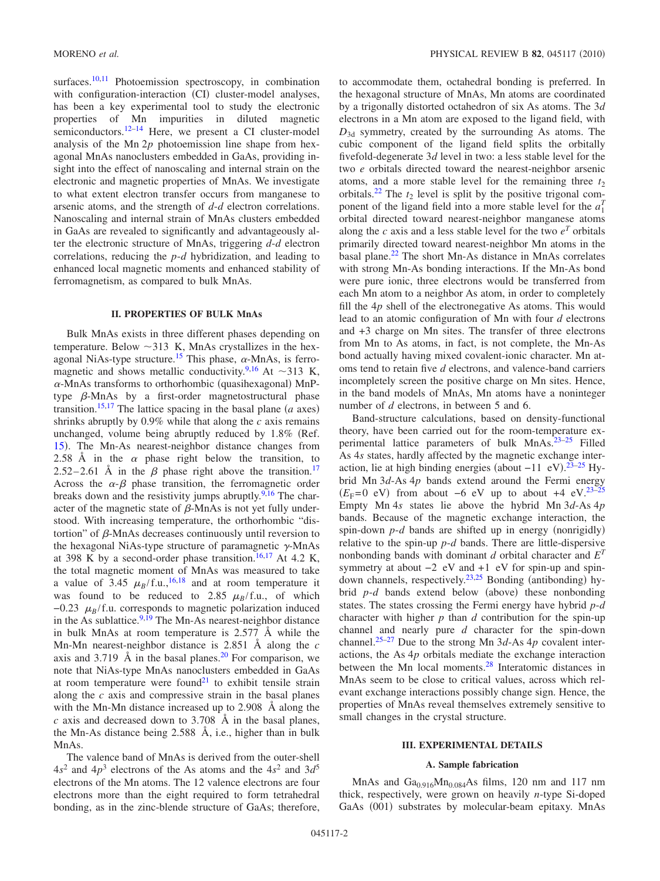surfaces.[10,11] Photoemission spectroscopy, in combination with configuration-interaction (CI) cluster-model analyses, has been a key experimental tool to study the electronic properties of Mn impurities in diluted magnetic semiconductors.[12–14] Here, we present a CI cluster-model analysis of the Mn 2$p$ photoemission line shape from hexagonal MnAs nanoclusters embedded in GaAs, providing insight into the effect of nanoscaling and internal strain on the electronic and magnetic properties of MnAs. We investigate to what extent electron transfer occurs from manganese to arsenic atoms, and the strength of $d$-$d$ electron correlations. Nanoscaling and internal strain of MnAs clusters embedded in GaAs are revealed to significantly and advantageously alter the electronic structure of MnAs, triggering $d$-$d$ electron correlations, reducing the $p$-$d$ hybridization, and leading to enhanced local magnetic moments and enhanced stability of ferromagnetism, as compared to bulk MnAs.

## II. PROPERTIES OF BULK MnAs

Bulk MnAs exists in three different phases depending on temperature. Below ~313 K, MnAs crystallizes in the hexagonal NiAs-type structure.[15] This phase, $\alpha$-MnAs, is ferromagnetic and shows metallic conductivity.[9,16] At ~313 K, $\alpha$-MnAs transforms to orthorhombic (quasihexagonal) MnP-type $\beta$-MnAs by a first-order magnetostructural phase transition.[15,17] The lattice spacing in the basal plane ($a$ axes) shrinks abruptly by 0.9% while that along the $c$ axis remains unchanged, volume being abruptly reduced by 1.8% (Ref. 15). The Mn-As nearest-neighbor distance changes from 2.58 Å in the $\alpha$ phase right below the transition, to 2.52–2.61 Å in the $\beta$ phase right above the transition.[17] Across the $\alpha$-$\beta$ phase transition, the ferromagnetic order breaks down and the resistivity jumps abruptly.[9,16] The character of the magnetic state of $\beta$-MnAs is not yet fully understood. With increasing temperature, the orthorhombic "distortion" of $\beta$-MnAs decreases continuously until reversion to the hexagonal NiAs-type structure of paramagnetic $\gamma$-MnAs at 398 K by a second-order phase transition.[16,17] At 4.2 K, the total magnetic moment of MnAs was measured to take a value of 3.45 $\mu_B$/f.u.,[16,18] and at room temperature it was found to be reduced to 2.85 $\mu_B$/f.u., of which $-0.23$ $\mu_B$/f.u. corresponds to magnetic polarization induced in the As sublattice.[9,19] The Mn-As nearest-neighbor distance in bulk MnAs at room temperature is 2.577 Å while the Mn-Mn nearest-neighbor distance is 2.851 Å along the $c$ axis and 3.719 Å in the basal planes.[20] For comparison, we note that NiAs-type MnAs nanoclusters embedded in GaAs at room temperature were found[21] to exhibit tensile strain along the $c$ axis and compressive strain in the basal planes with the Mn-Mn distance increased up to 2.908 Å along the $c$ axis and decreased down to 3.708 Å in the basal planes, the Mn-As distance being 2.588 Å, i.e., higher than in bulk MnAs.

The valence band of MnAs is derived from the outer-shell $4s^2$ and $4p^3$ electrons of the As atoms and the $4s^2$ and $3d^5$ electrons of the Mn atoms. The 12 valence electrons are four electrons more than the eight required to form tetrahedral bonding, as in the zinc-blende structure of GaAs; therefore, to accommodate them, octahedral bonding is preferred. In the hexagonal structure of MnAs, Mn atoms are coordinated by a trigonally distorted octahedron of six As atoms. The 3$d$ electrons in a Mn atom are exposed to the ligand field, with $D_{3d}$ symmetry, created by the surrounding As atoms. The cubic component of the ligand field splits the orbitally fivefold-degenerate 3$d$ level in two: a less stable level for the two $e$ orbitals directed toward the nearest-neighbor arsenic atoms, and a more stable level for the remaining three $t_2$ orbitals.[22] The $t_2$ level is split by the positive trigonal component of the ligand field into a more stable level for the $a_1^T$ orbital directed toward nearest-neighbor manganese atoms along the $c$ axis and a less stable level for the two $e^T$ orbitals primarily directed toward nearest-neighbor Mn atoms in the basal plane.[22] The short Mn-As distance in MnAs correlates with strong Mn-As bonding interactions. If the Mn-As bond were pure ionic, three electrons would be transferred from each Mn atom to a neighbor As atom, in order to completely fill the 4$p$ shell of the electronegative As atoms. This would lead to an atomic configuration of Mn with four $d$ electrons and +3 charge on Mn sites. The transfer of three electrons from Mn to As atoms, in fact, is not complete, the Mn-As bond actually having mixed covalent-ionic character. Mn atoms tend to retain five $d$ electrons, and valence-band carriers incompletely screen the positive charge on Mn sites. Hence, in the band models of MnAs, Mn atoms have a noninteger number of $d$ electrons, in between 5 and 6.

Band-structure calculations, based on density-functional theory, have been carried out for the room-temperature experimental lattice parameters of bulk MnAs.[23–25] Filled As 4$s$ states, hardly affected by the magnetic exchange interaction, lie at high binding energies (about $-11$ eV).[23–25] Hybrid Mn 3$d$-As 4$p$ bands extend around the Fermi energy ($E_F$=0 eV) from about $-6$ eV up to about +4 eV.[23–25] Empty Mn 4$s$ states lie above the hybrid Mn 3$d$-As 4$p$ bands. Because of the magnetic exchange interaction, the spin-down $p$-$d$ bands are shifted up in energy (nonrigidly) relative to the spin-up $p$-$d$ bands. There are little-dispersive nonbonding bands with dominant $d$ orbital character and $E^T$ symmetry at about $-2$ eV and +1 eV for spin-up and spin-down channels, respectively.[23,25] Bonding (antibonding) hybrid $p$-$d$ bands extend below (above) these nonbonding states. The states crossing the Fermi energy have hybrid $p$-$d$ character with higher $p$ than $d$ contribution for the spin-up channel and nearly pure $d$ character for the spin-down channel.[25–27] Due to the strong Mn 3$d$-As 4$p$ covalent interactions, the As 4$p$ orbitals mediate the exchange interaction between the Mn local moments.[28] Interatomic distances in MnAs seem to be close to critical values, across which relevant exchange interactions possibly change sign. Hence, the properties of MnAs reveal themselves extremely sensitive to small changes in the crystal structure.

## III. EXPERIMENTAL DETAILS

### A. Sample fabrication

MnAs and $Ga_{0.916}Mn_{0.084}As$ films, 120 nm and 117 nm thick, respectively, were grown on heavily $n$-type Si-doped GaAs (001) substrates by molecular-beam epitaxy. MnAs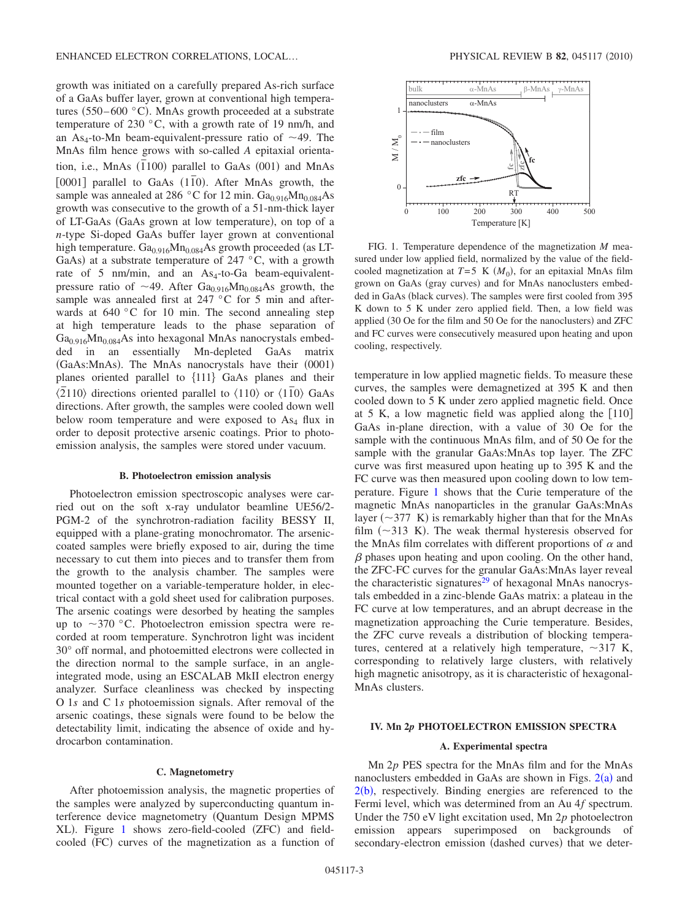growth was initiated on a carefully prepared As-rich surface of a GaAs buffer layer, grown at conventional high temperatures (550–600 °C). MnAs growth proceeded at a substrate temperature of 230 °C, with a growth rate of 19 nm/h, and an $As_4$-to-Mn beam-equivalent-pressure ratio of ~49. The MnAs film hence grows with so-called *A* epitaxial orientation, i.e., MnAs $(\bar{1}100)$ parallel to GaAs (001) and MnAs [0001] parallel to GaAs $(1\bar{1}0)$. After MnAs growth, the sample was annealed at 286 °C for 12 min. $Ga_{0.916}Mn_{0.084}As$ growth was consecutive to the growth of a 51-nm-thick layer of LT-GaAs (GaAs grown at low temperature), on top of a *n*-type Si-doped GaAs buffer layer grown at conventional high temperature. $Ga_{0.916}Mn_{0.084}As$ growth proceeded (as LT-GaAs) at a substrate temperature of 247 °C, with a growth rate of 5 nm/min, and an $As_4$-to-Ga beam-equivalent-pressure ratio of ~49. After $Ga_{0.916}Mn_{0.084}As$ growth, the sample was annealed first at 247 °C for 5 min and afterwards at 640 °C for 10 min. The second annealing step at high temperature leads to the phase separation of $Ga_{0.916}Mn_{0.084}As$ into hexagonal MnAs nanocrystals embedded in an essentially Mn-depleted GaAs matrix (GaAs:MnAs). The MnAs nanocrystals have their (0001) planes oriented parallel to {111} GaAs planes and their $\langle\bar{2}110\rangle$ directions oriented parallel to ⟨110⟩ or $\langle 1\bar{1}0\rangle$ GaAs directions. After growth, the samples were cooled down well below room temperature and were exposed to $As_4$ flux in order to deposit protective arsenic coatings. Prior to photoemission analysis, the samples were stored under vacuum.

#### B. Photoelectron emission analysis

Photoelectron emission spectroscopic analyses were carried out on the soft x-ray undulator beamline UE56/2-PGM-2 of the synchrotron-radiation facility BESSY II, equipped with a plane-grating monochromator. The arsenic-coated samples were briefly exposed to air, during the time necessary to cut them into pieces and to transfer them from the growth to the analysis chamber. The samples were mounted together on a variable-temperature holder, in electrical contact with a gold sheet used for calibration purposes. The arsenic coatings were desorbed by heating the samples up to ~370 °C. Photoelectron emission spectra were recorded at room temperature. Synchrotron light was incident 30° off normal, and photoemitted electrons were collected in the direction normal to the sample surface, in an angle-integrated mode, using an ESCALAB MkII electron energy analyzer. Surface cleanliness was checked by inspecting O 1*s* and C 1*s* photoemission signals. After removal of the arsenic coatings, these signals were found to be below the detectability limit, indicating the absence of oxide and hydrocarbon contamination.

#### C. Magnetometry

After photoemission analysis, the magnetic properties of the samples were analyzed by superconducting quantum interference device magnetometry (Quantum Design MPMS XL). Figure 1 shows zero-field-cooled (ZFC) and field-cooled (FC) curves of the magnetization as a function of temperature in low applied magnetic fields. To measure these curves, the samples were demagnetized at 395 K and then cooled down to 5 K under zero applied magnetic field. Once at 5 K, a low magnetic field was applied along the [110] GaAs in-plane direction, with a value of 30 Oe for the sample with the continuous MnAs film, and of 50 Oe for the sample with the granular GaAs:MnAs top layer. The ZFC curve was first measured upon heating up to 395 K and the FC curve was then measured upon cooling down to low temperature. Figure 1 shows that the Curie temperature of the magnetic MnAs nanoparticles in the granular GaAs:MnAs layer (~377 K) is remarkably higher than that for the MnAs film (~313 K). The weak thermal hysteresis observed for the MnAs film correlates with different proportions of $\alpha$ and $\beta$ phases upon heating and upon cooling. On the other hand, the ZFC-FC curves for the granular GaAs:MnAs layer reveal the characteristic signatures[29] of hexagonal MnAs nanocrystals embedded in a zinc-blende GaAs matrix: a plateau in the FC curve at low temperatures, and an abrupt decrease in the magnetization approaching the Curie temperature. Besides, the ZFC curve reveals a distribution of blocking temperatures, centered at a relatively high temperature, ~317 K, corresponding to relatively large clusters, with relatively high magnetic anisotropy, as it is characteristic of hexagonal-MnAs clusters.

FIG. 1. Temperature dependence of the magnetization *M* measured under low applied field, normalized by the value of the field-cooled magnetization at $T=5$ K ($M_0$), for an epitaxial MnAs film grown on GaAs (gray curves) and for MnAs nanoclusters embedded in GaAs (black curves). The samples were first cooled from 395 K down to 5 K under zero applied field. Then, a low field was applied (30 Oe for the film and 50 Oe for the nanoclusters) and ZFC and FC curves were consecutively measured upon heating and upon cooling, respectively.

## IV. Mn 2*p* PHOTOELECTRON EMISSION SPECTRA

### A. Experimental spectra

Mn 2*p* PES spectra for the MnAs film and for the MnAs nanoclusters embedded in GaAs are shown in Figs. 2(a) and 2(b), respectively. Binding energies are referenced to the Fermi level, which was determined from an Au 4*f* spectrum. Under the 750 eV light excitation used, Mn 2*p* photoelectron emission appears superimposed on backgrounds of secondary-electron emission (dashed curves) that we deter-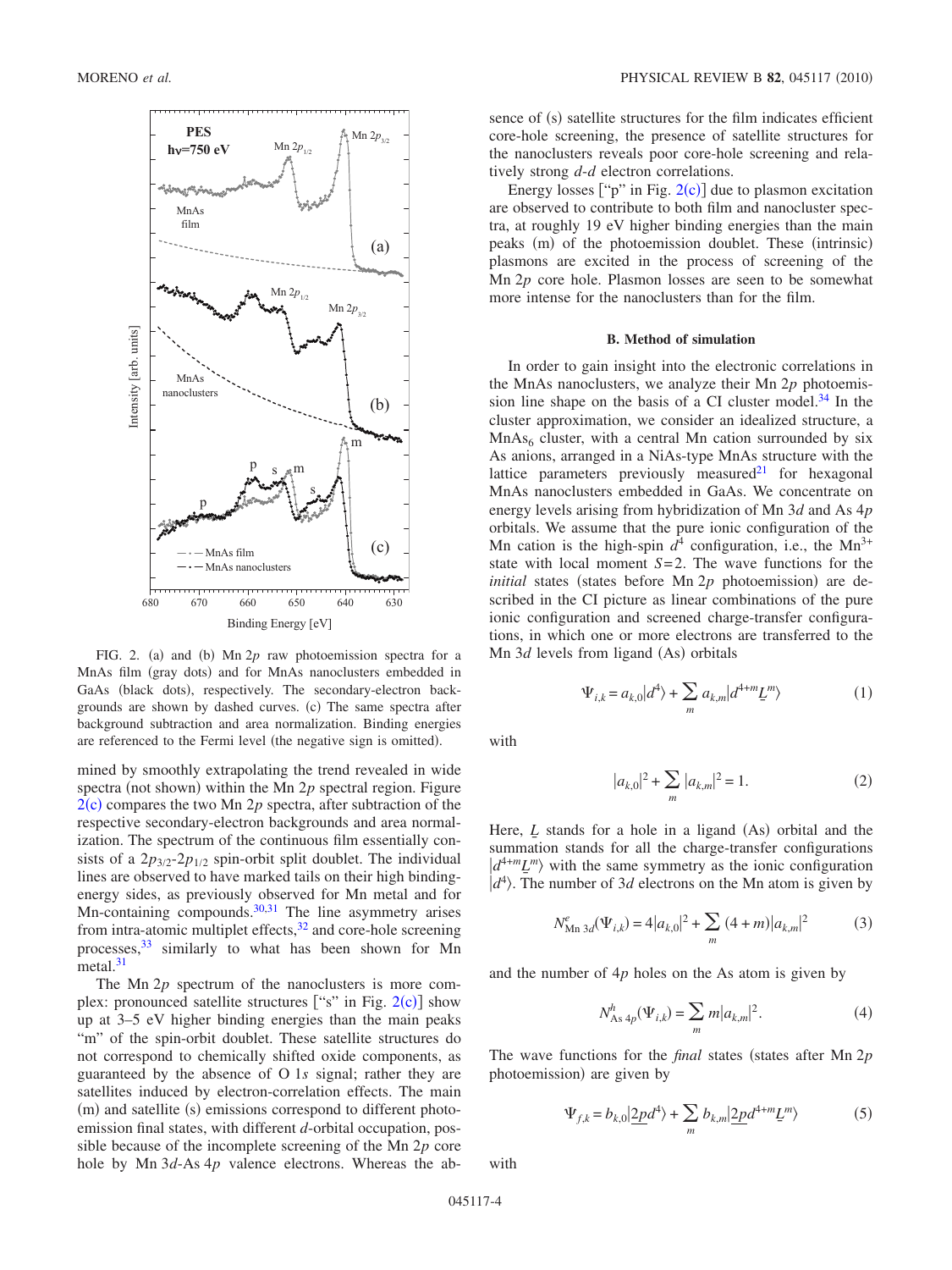FIG. 2. (a) and (b) Mn $2p$ raw photoemission spectra for a MnAs film (gray dots) and for MnAs nanoclusters embedded in GaAs (black dots), respectively. The secondary-electron backgrounds are shown by dashed curves. (c) The same spectra after background subtraction and area normalization. Binding energies are referenced to the Fermi level (the negative sign is omitted).

mined by smoothly extrapolating the trend revealed in wide spectra (not shown) within the Mn $2p$ spectral region. Figure 2(c) compares the two Mn $2p$ spectra, after subtraction of the respective secondary-electron backgrounds and area normalization. The spectrum of the continuous film essentially consists of a $2p_{3/2}$-$2p_{1/2}$ spin-orbit split doublet. The individual lines are observed to have marked tails on their high binding-energy sides, as previously observed for Mn metal and for Mn-containing compounds.[30,31] The line asymmetry arises from intra-atomic multiplet effects,[32] and core-hole screening processes,[33] similarly to what has been shown for Mn metal.[31]

The Mn $2p$ spectrum of the nanoclusters is more complex: pronounced satellite structures ["s" in Fig. 2(c)] show up at 3–5 eV higher binding energies than the main peaks "m" of the spin-orbit doublet. These satellite structures do not correspond to chemically shifted oxide components, as guaranteed by the absence of O $1s$ signal; rather they are satellites induced by electron-correlation effects. The main (m) and satellite (s) emissions correspond to different photoemission final states, with different $d$-orbital occupation, possible because of the incomplete screening of the Mn $2p$ core hole by Mn $3d$-As $4p$ valence electrons. Whereas the absence of (s) satellite structures for the film indicates efficient core-hole screening, the presence of satellite structures for the nanoclusters reveals poor core-hole screening and relatively strong $d$-$d$ electron correlations.

Energy losses ["p" in Fig. 2(c)] due to plasmon excitation are observed to contribute to both film and nanocluster spectra, at roughly 19 eV higher binding energies than the main peaks (m) of the photoemission doublet. These (intrinsic) plasmons are excited in the process of screening of the Mn $2p$ core hole. Plasmon losses are seen to be somewhat more intense for the nanoclusters than for the film.

### B. Method of simulation

In order to gain insight into the electronic correlations in the MnAs nanoclusters, we analyze their Mn $2p$ photoemission line shape on the basis of a CI cluster model.[34] In the cluster approximation, we consider an idealized structure, a $MnAs_6$ cluster, with a central Mn cation surrounded by six As anions, arranged in a NiAs-type MnAs structure with the lattice parameters previously measured[21] for hexagonal MnAs nanoclusters embedded in GaAs. We concentrate on energy levels arising from hybridization of Mn $3d$ and As $4p$ orbitals. We assume that the pure ionic configuration of the Mn cation is the high-spin $d^4$ configuration, i.e., the $Mn^{3+}$ state with local moment $S=2$. The wave functions for the *initial* states (states before Mn $2p$ photoemission) are described in the CI picture as linear combinations of the pure ionic configuration and screened charge-transfer configurations, in which one or more electrons are transferred to the Mn $3d$ levels from ligand (As) orbitals

$$\Psi_{i,k} = a_{k,0}|d^4\rangle + \sum_m a_{k,m}|d^{4+m}\underline{L}^m\rangle \tag{1}$$

with

$$|a_{k,0}|^2 + \sum_m |a_{k,m}|^2 = 1. \tag{2}$$

Here, $\underline{L}$ stands for a hole in a ligand (As) orbital and the summation stands for all the charge-transfer configurations $|d^{4+m}\underline{L}^m\rangle$ with the same symmetry as the ionic configuration $|d^4\rangle$. The number of $3d$ electrons on the Mn atom is given by

$$N^e_{\mathrm{Mn}\ 3d}(\Psi_{i,k}) = 4|a_{k,0}|^2 + \sum_m (4+m)|a_{k,m}|^2 \tag{3}$$

and the number of $4p$ holes on the As atom is given by

$$N^h_{\mathrm{As}\ 4p}(\Psi_{i,k}) = \sum_m m|a_{k,m}|^2. \tag{4}$$

The wave functions for the *final* states (states after Mn $2p$ photoemission) are given by

$$\Psi_{f,k} = b_{k,0}|\underline{2p}d^4\rangle + \sum_m b_{k,m}|\underline{2p}d^{4+m}\underline{L}^m\rangle \tag{5}$$

with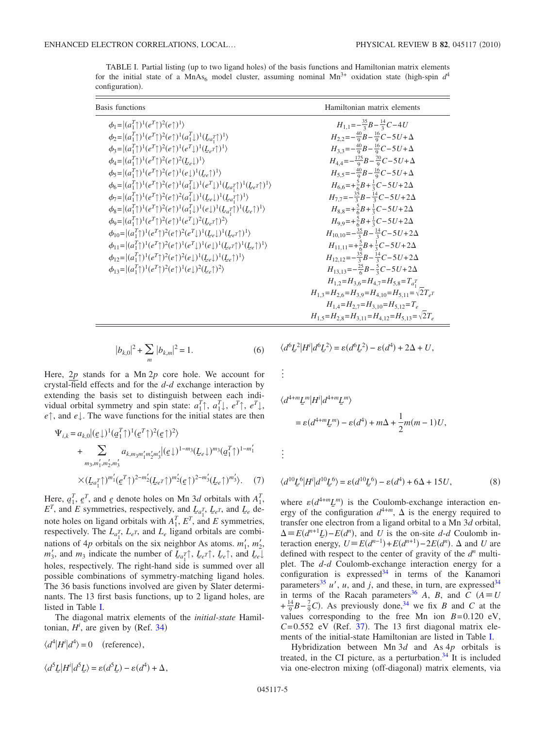TABLE I. Partial listing (up to two ligand holes) of the basis functions and Hamiltonian matrix elements for the initial state of a $MnAs_6$ model cluster, assuming nominal $Mn^{3+}$ oxidation state (high-spin $d^4$ configuration).

| Basis functions | Hamiltonian matrix elements |
|---|---|
| $\phi_1=\lvert(a_1^T\uparrow)^1(e^T\uparrow)^2(e\uparrow)^1\rangle$ | $H_{1,1}=-\frac{35}{3}B-\frac{14}{3}C-4U$ |
| $\phi_2=\lvert(a_1^T\uparrow)^1(e^T\uparrow)^2(e\uparrow)^1(a_1^T\downarrow)^1(\underline{L}_{a_1^T}\uparrow)^1\rangle$ | $H_{2,2}=-\frac{40}{9}B-\frac{16}{9}C-5U+\Delta$ |
| $\phi_3=\lvert(a_1^T\uparrow)^1(e^T\uparrow)^2(e\uparrow)^1(e^T\downarrow)^1(\underline{L}_{e^T}\uparrow)^1\rangle$ | $H_{3,3}=-\frac{40}{9}B-\frac{16}{9}C-5U+\Delta$ |
| $\phi_4=\lvert(a_1^T\uparrow)^1(e^T\uparrow)^2(e\uparrow)^2(\underline{L}_e\downarrow)^1\rangle$ | $H_{4,4}=-\frac{175}{9}B-\frac{70}{9}C-5U+\Delta$ |
| $\phi_5=\lvert(a_1^T\uparrow)^1(e^T\uparrow)^2(e\uparrow)^1(e\downarrow)^1(\underline{L}_e\uparrow)^1\rangle$ | $H_{5,5}=-\frac{40}{9}B-\frac{16}{9}C-5U+\Delta$ |
| $\phi_6=\lvert(a_1^T\uparrow)^1(e^T\uparrow)^2(e\uparrow)^1(a_1^T\downarrow)^1(e^T\downarrow)^1(\underline{L}_{a_1^T}\uparrow)^1(\underline{L}_{e^T}\uparrow)^1\rangle$ | $H_{6,6}=+\frac{5}{6}B+\frac{1}{3}C-5U+2\Delta$ |
| $\phi_7=\lvert(a_1^T\uparrow)^1(e^T\uparrow)^2(e\uparrow)^2(a_1^T\downarrow)^1(\underline{L}_e\downarrow)^1(\underline{L}_{a_1^T}\uparrow)^1\rangle$ | $H_{7,7}=-\frac{35}{3}B-\frac{14}{3}C-5U+2\Delta$ |
| $\phi_8=\lvert(a_1^T\uparrow)^1(e^T\uparrow)^2(e\uparrow)^1(a_1^T\downarrow)^1(e\downarrow)^1(\underline{L}_{a_1^T}\uparrow)^1(\underline{L}_e\uparrow)^1\rangle$ | $H_{8,8}=+\frac{5}{6}B+\frac{1}{3}C-5U+2\Delta$ |
| $\phi_9=\lvert(a_1^T\uparrow)^1(e^T\uparrow)^2(e\uparrow)^1(e^T\downarrow)^2(\underline{L}_{e^T}\uparrow)^2\rangle$ | $H_{9,9}=+\frac{5}{6}B+\frac{1}{3}C-5U+2\Delta$ |
| $\phi_{10}=\lvert(a_1^T\uparrow)^1(e^T\uparrow)^2(e\uparrow)^2(e^T\downarrow)^1(\underline{L}_e\downarrow)^1(\underline{L}_{e^T}\uparrow)^1\rangle$ | $H_{10,10}=-\frac{35}{3}B-\frac{14}{3}C-5U+2\Delta$ |
| $\phi_{11}=\lvert(a_1^T\uparrow)^1(e^T\uparrow)^2(e\uparrow)^1(e^T\downarrow)^1(e\downarrow)^1(\underline{L}_{e^T}\uparrow)^1(\underline{L}_e\uparrow)^1\rangle$ | $H_{11,11}=+\frac{5}{6}B+\frac{1}{3}C-5U+2\Delta$ |
| $\phi_{12}=\lvert(a_1^T\uparrow)^1(e^T\uparrow)^2(e\uparrow)^2(e\downarrow)^1(\underline{L}_e\downarrow)^1(\underline{L}_e\uparrow)^1\rangle$ | $H_{12,12}=-\frac{35}{3}B-\frac{14}{3}C-5U+2\Delta$ |
| $\phi_{13}=\lvert(a_1^T\uparrow)^1(e^T\uparrow)^2(e\uparrow)^1(e\downarrow)^2(\underline{L}_e\uparrow)^2\rangle$ | $H_{13,13}=-\frac{25}{6}B-\frac{5}{3}C-5U+2\Delta$ |
| | $H_{1,2}=H_{3,6}=H_{4,7}=H_{5,8}=T_{a_1^T}$ |
| | $H_{1,3}=H_{2,6}=H_{3,9}=H_{4,10}=H_{5,11}=\sqrt{2}T_{e^T}$ |
| | $H_{1,4}=H_{2,7}=H_{3,10}=H_{5,12}=T_e$ |
| | $H_{1,5}=H_{2,8}=H_{3,11}=H_{4,12}=H_{5,13}=\sqrt{2}T_e$ |

$$|b_{k,0}|^2+\sum_m |b_{k,m}|^2=1. \tag{6}$$

Here, $2p$ stands for a Mn $2p$ core hole. We account for crystal-field effects and for the $d$-$d$ exchange interaction by extending the basis set to distinguish between each individual orbital symmetry and spin state: $a_1^T\uparrow$, $a_1^T\downarrow$, $e^T\uparrow$, $e^T\downarrow$, $e\uparrow$, and $e\downarrow$. The wave functions for the initial states are then

$$\Psi_{i,k}=a_{k,0}|(\underline{e}\downarrow)^1(\underline{a}_1^T\uparrow)^1(\underline{e}^T\uparrow)^2(\underline{e}\uparrow)^2\rangle + \sum_{m_3,m_1',m_2',m_3'} a_{k,m_3m_1'm_2'm_3'}|(\underline{e}\downarrow)^{1-m_3}(\underline{L}_e\downarrow)^{m_3}(\underline{a}_1^T\uparrow)^{1-m_1'} \times(\underline{L}_{a_1^T}\uparrow)^{m_1'}(\underline{e}^T\uparrow)^{2-m_2'}(\underline{L}_{e^T}\uparrow)^{m_2'}(\underline{e}\uparrow)^{2-m_3'}(\underline{L}_e\uparrow)^{m_3'}\rangle. \tag{7}$$

Here, $\underline{a}_1^T$, $\underline{e}^T$, and $\underline{e}$ denote holes on Mn $3d$ orbitals with $A_1^T$, $E^T$, and $E$ symmetries, respectively, and $\underline{L}_{a_1^T}$, $\underline{L}_{e^T}$, and $\underline{L}_e$ denote holes on ligand orbitals with $A_1^T$, $E^T$, and $E$ symmetries, respectively. The $L_{a_1^T}$, $L_{e^T}$, and $L_e$ ligand orbitals are combinations of $4p$ orbitals on the six neighbor As atoms. $m_1'$, $m_2'$, $m_3'$, and $m_3$ indicate the number of $\underline{L}_{a_1^T}\uparrow$, $\underline{L}_{e^T}\uparrow$, $\underline{L}_e\uparrow$, and $\underline{L}_e\downarrow$ holes, respectively. The right-hand side is summed over all possible combinations of symmetry-matching ligand holes. The 36 basis functions involved are given by Slater determinants. The 13 first basis functions, up to 2 ligand holes, are listed in Table I.

The diagonal matrix elements of the *initial-state* Hamiltonian, $H^i$, are given by (Ref. [34])

$$\langle d^4|H^i|d^4\rangle = 0 \quad \text{(reference)},$$

$$\langle d^5\underline{L}|H^i|d^5\underline{L}\rangle = \varepsilon(d^5\underline{L})-\varepsilon(d^4)+\Delta,$$

$$\langle d^6\underline{L}^2|H^i|d^6\underline{L}^2\rangle = \varepsilon(d^6\underline{L}^2)-\varepsilon(d^4)+2\Delta+U,$$

$$\vdots$$

$$\langle d^{4+m}\underline{L}^m|H^i|d^{4+m}\underline{L}^m\rangle = \varepsilon(d^{4+m}\underline{L}^m)-\varepsilon(d^4)+m\Delta+\frac{1}{2}m(m-1)U,$$

$$\vdots$$

$$\langle d^{10}\underline{L}^6|H^i|d^{10}\underline{L}^6\rangle = \varepsilon(d^{10}\underline{L}^6)-\varepsilon(d^4)+6\Delta+15U, \tag{8}$$

where $\varepsilon(d^{4+m}\underline{L}^m)$ is the Coulomb-exchange interaction energy of the configuration $d^{4+m}\underline{L}^m$, $\Delta$ is the energy required to transfer one electron from a ligand orbital to a Mn $3d$ orbital, $\Delta \equiv E(d^{n+1}\underline{L})-E(d^n)$, and $U$ is the on-site $d$-$d$ Coulomb interaction energy, $U\equiv E(d^{n-1})+E(d^{n+1})-2E(d^n)$. $\Delta$ and $U$ are defined with respect to the center of gravity of the $d^n$ multiplet. The $d$-$d$ Coulomb-exchange interaction energy for a configuration is expressed[34] in terms of the Kanamori parameters[35] $u'$, $u$, and $j$, and these, in turn, are expressed[34] in terms of the Racah parameters[36] $A$, $B$, and $C$ ($A\equiv U+\frac{14}{9}B-\frac{7}{9}C$). As previously done,[34] we fix $B$ and $C$ at the values corresponding to the free Mn ion $B=0.120$ eV, $C=0.552$ eV (Ref. [37]). The 13 first diagonal matrix elements of the initial-state Hamiltonian are listed in Table I.

Hybridization between Mn $3d$ and As $4p$ orbitals is treated, in the CI picture, as a perturbation.[34] It is included via one-electron mixing (off-diagonal) matrix elements, via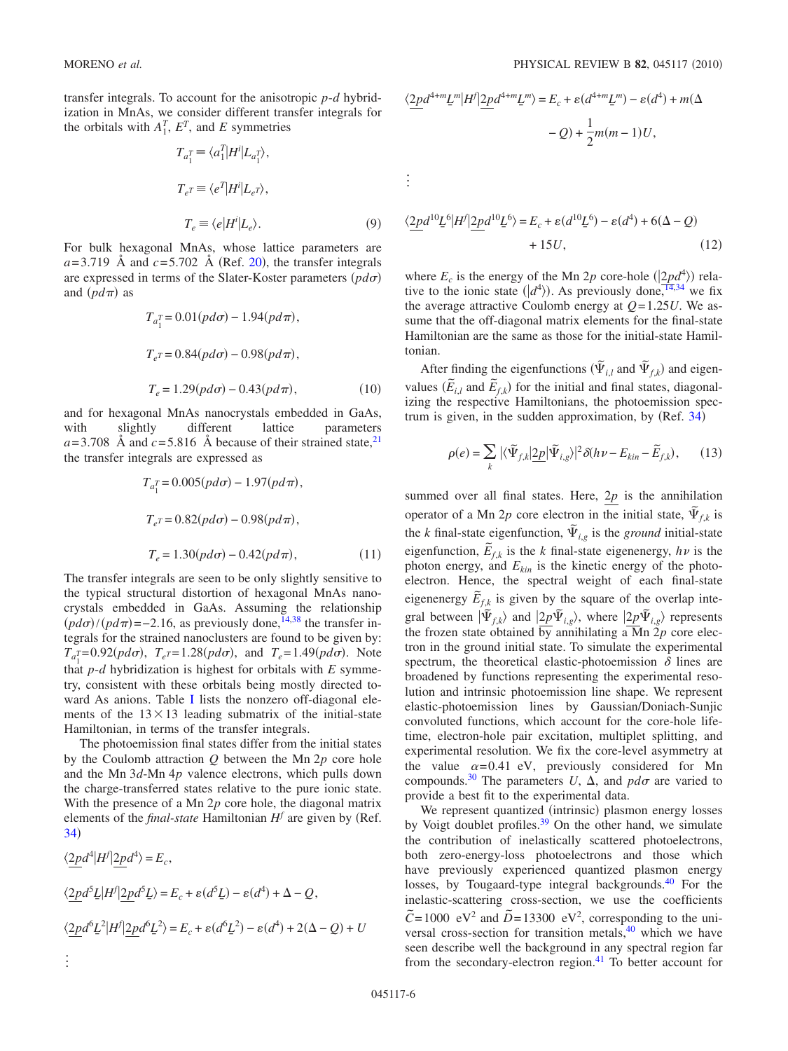transfer integrals. To account for the anisotropic $p$-$d$ hybridization in MnAs, we consider different transfer integrals for the orbitals with $A_1^T$, $E^T$, and $E$ symmetries

$$T_{a_1^T} \equiv \langle a_1^T | H^i | L_{a_1^T} \rangle,$$

$$T_{e^T} \equiv \langle e^T | H^i | L_{e^T} \rangle,$$

$$T_e \equiv \langle e | H^i | L_e \rangle. \tag{9}$$

For bulk hexagonal MnAs, whose lattice parameters are $a=3.719$ Å and $c=5.702$ Å (Ref. 20), the transfer integrals are expressed in terms of the Slater-Koster parameters $(pd\sigma)$ and $(pd\pi)$ as

$$T_{a_1^T} = 0.01(pd\sigma) - 1.94(pd\pi),$$

$$T_{e^T} = 0.84(pd\sigma) - 0.98(pd\pi),$$

$$T_e = 1.29(pd\sigma) - 0.43(pd\pi), \tag{10}$$

and for hexagonal MnAs nanocrystals embedded in GaAs, with slightly different lattice parameters $a=3.708$ Å and $c=5.816$ Å because of their strained state,[21] the transfer integrals are expressed as

$$T_{a_1^T} = 0.005(pd\sigma) - 1.97(pd\pi),$$

$$T_{e^T} = 0.82(pd\sigma) - 0.98(pd\pi),$$

$$T_e = 1.30(pd\sigma) - 0.42(pd\pi), \tag{11}$$

The transfer integrals are seen to be only slightly sensitive to the typical structural distortion of hexagonal MnAs nanocrystals embedded in GaAs. Assuming the relationship $(pd\sigma)/(pd\pi) = -2.16$, as previously done,[14,38] the transfer integrals for the strained nanoclusters are found to be given by: $T_{a_1^T} = 0.92(pd\sigma)$, $T_{e^T} = 1.28(pd\sigma)$, and $T_e = 1.49(pd\sigma)$. Note that $p$-$d$ hybridization is highest for orbitals with $E$ symmetry, consistent with these orbitals being mostly directed toward As anions. Table I lists the nonzero off-diagonal elements of the $13\times 13$ leading submatrix of the initial-state Hamiltonian, in terms of the transfer integrals.

The photoemission final states differ from the initial states by the Coulomb attraction $Q$ between the Mn $2p$ core hole and the Mn $3d$-Mn $4p$ valence electrons, which pulls down the charge-transferred states relative to the pure ionic state. With the presence of a Mn $2p$ core hole, the diagonal matrix elements of the *final-state* Hamiltonian $H^f$ are given by (Ref. 34)

$$\langle \underline{2p}d^4 | H^f | \underline{2p}d^4 \rangle = E_c,$$

$$\langle \underline{2p}d^5\underline{L} | H^f | \underline{2p}d^5\underline{L} \rangle = E_c + \varepsilon(d^5\underline{L}) - \varepsilon(d^4) + \Delta - Q,$$

$$\langle \underline{2p}d^6\underline{L}^2 | H^f | \underline{2p}d^6\underline{L}^2 \rangle = E_c + \varepsilon(d^6\underline{L}^2) - \varepsilon(d^4) + 2(\Delta - Q) + U$$

$$\vdots$$

$$\langle \underline{2p}d^{4+m}\underline{L}^m | H^f | \underline{2p}d^{4+m}\underline{L}^m \rangle = E_c + \varepsilon(d^{4+m}\underline{L}^m) - \varepsilon(d^4) + m(\Delta - Q) + \frac{1}{2}m(m-1)U,$$

$$\vdots$$

$$\langle \underline{2p}d^{10}\underline{L}^6 | H^f | \underline{2p}d^{10}\underline{L}^6 \rangle = E_c + \varepsilon(d^{10}\underline{L}^6) - \varepsilon(d^4) + 6(\Delta - Q) + 15U, \tag{12}$$

where $E_c$ is the energy of the Mn $2p$ core-hole ($|\underline{2p}d^4\rangle$) relative to the ionic state ($|d^4\rangle$). As previously done,[14,34] we fix the average attractive Coulomb energy at $Q=1.25U$. We assume that the off-diagonal matrix elements for the final-state Hamiltonian are the same as those for the initial-state Hamiltonian.

After finding the eigenfunctions ($\tilde{\Psi}_{i,l}$ and $\tilde{\Psi}_{f,k}$) and eigenvalues ($\tilde{E}_{i,l}$ and $\tilde{E}_{f,k}$) for the initial and final states, diagonalizing the respective Hamiltonians, the photoemission spectrum is given, in the sudden approximation, by (Ref. 34)

$$\rho(e) = \sum_k |\langle \tilde{\Psi}_{f,k} | \underline{2p} | \tilde{\Psi}_{i,g} \rangle|^2 \delta(h\nu - E_{kin} - \tilde{E}_{f,k}), \tag{13}$$

summed over all final states. Here, $\underline{2p}$ is the annihilation operator of a Mn $2p$ core electron in the initial state, $\tilde{\Psi}_{f,k}$ is the $k$ final-state eigenfunction, $\tilde{\Psi}_{i,g}$ is the *ground* initial-state eigenfunction, $\tilde{E}_{f,k}$ is the $k$ final-state eigenenergy, $h\nu$ is the photon energy, and $E_{kin}$ is the kinetic energy of the photoelectron. Hence, the spectral weight of each final-state eigenenergy $\tilde{E}_{f,k}$ is given by the square of the overlap integral between $|\tilde{\Psi}_{f,k}\rangle$ and $|\underline{2p}\tilde{\Psi}_{i,g}\rangle$, where $|\underline{2p}\tilde{\Psi}_{i,g}\rangle$ represents the frozen state obtained by annihilating a Mn $2p$ core electron in the ground initial state. To simulate the experimental spectrum, the theoretical elastic-photoemission $\delta$ lines are broadened by functions representing the experimental resolution and intrinsic photoemission line shape. We represent elastic-photoemission lines by Gaussian/Doniach-Sunjic convoluted functions, which account for the core-hole lifetime, electron-hole pair excitation, multiplet splitting, and experimental resolution. We fix the core-level asymmetry at the value $\alpha=0.41$ eV, previously considered for Mn compounds.[30] The parameters $U$, $\Delta$, and $pd\sigma$ are varied to provide a best fit to the experimental data.

We represent quantized (intrinsic) plasmon energy losses by Voigt doublet profiles.[39] On the other hand, we simulate the contribution of inelastically scattered photoelectrons, both zero-energy-loss photoelectrons and those which have previously experienced quantized plasmon energy losses, by Tougaard-type integral backgrounds.[40] For the inelastic-scattering cross-section, we use the coefficients $\tilde{C}=1000$ eV$^2$ and $\tilde{D}=13300$ eV$^2$, corresponding to the universal cross-section for transition metals,[40] which we have seen describe well the background in any spectral region far from the secondary-electron region.[41] To better account for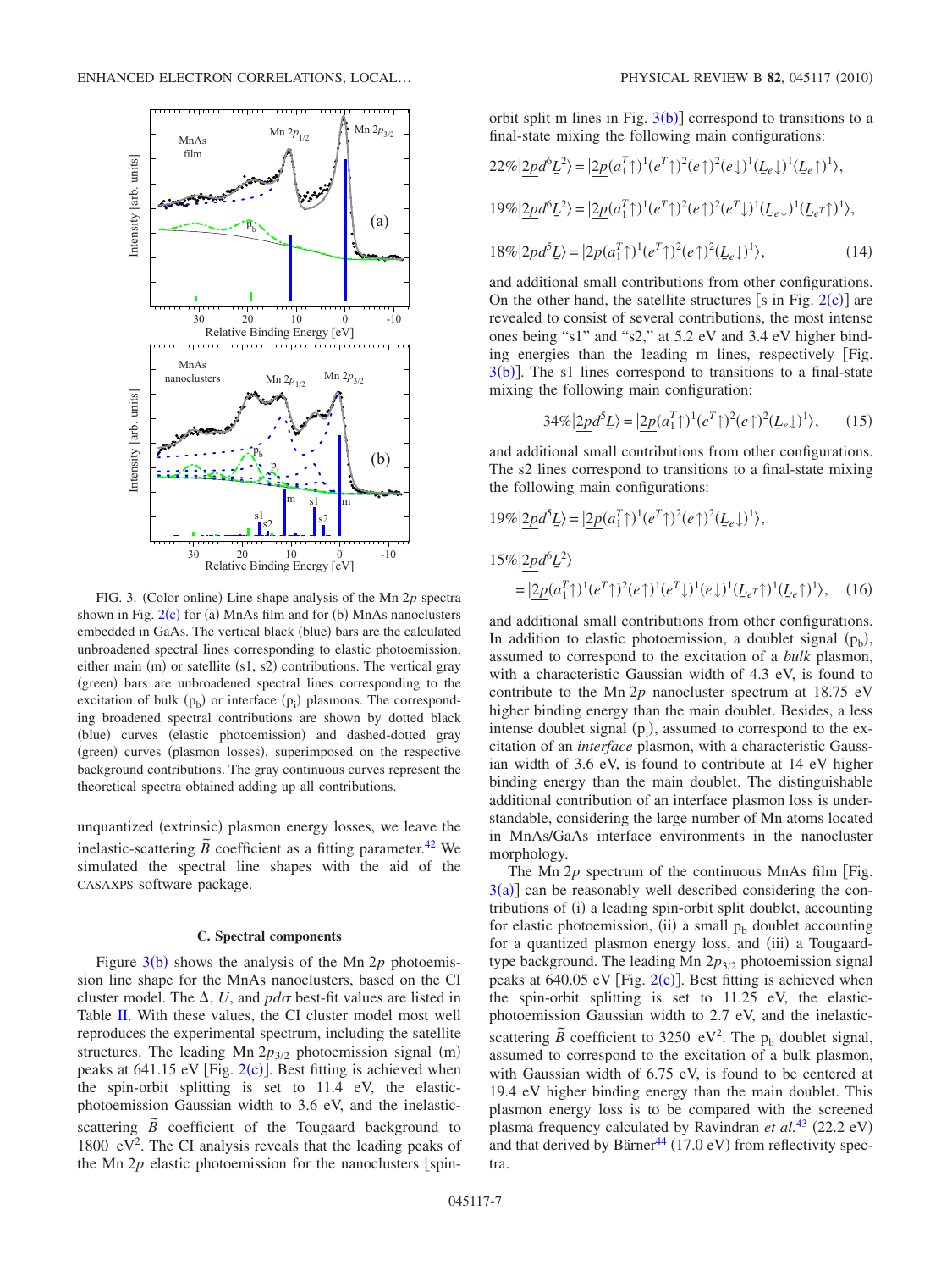FIG. 3. (Color online) Line shape analysis of the Mn 2$p$ spectra shown in Fig. 2(c) for (a) MnAs film and for (b) MnAs nanoclusters embedded in GaAs. The vertical black (blue) bars are the calculated unbroadened spectral lines corresponding to elastic photoemission, either main (m) or satellite (s1, s2) contributions. The vertical gray (green) bars are unbroadened spectral lines corresponding to the excitation of bulk ($p_b$) or interface ($p_i$) plasmons. The corresponding broadened spectral contributions are shown by dotted black (blue) curves (elastic photoemission) and dashed-dotted gray (green) curves (plasmon losses), superimposed on the respective background contributions. The gray continuous curves represent the theoretical spectra obtained adding up all contributions.

unquantized (extrinsic) plasmon energy losses, we leave the inelastic-scattering $\tilde{B}$ coefficient as a fitting parameter.[42] We simulated the spectral line shapes with the aid of the CASAXPS software package.

### C. Spectral components

Figure 3(b) shows the analysis of the Mn 2$p$ photoemission line shape for the MnAs nanoclusters, based on the CI cluster model. The $\Delta$, $U$, and $pd\sigma$ best-fit values are listed in Table II. With these values, the CI cluster model most well reproduces the experimental spectrum, including the satellite structures. The leading Mn $2p_{3/2}$ photoemission signal (m) peaks at 641.15 eV [Fig. 2(c)]. Best fitting is achieved when the spin-orbit splitting is set to 11.4 eV, the elastic-photoemission Gaussian width to 3.6 eV, and the inelastic-scattering $\tilde{B}$ coefficient of the Tougaard background to 1800 eV$^2$. The CI analysis reveals that the leading peaks of the Mn 2$p$ elastic photoemission for the nanoclusters [spin-orbit split m lines in Fig. 3(b)] correspond to transitions to a final-state mixing the following main configurations:

$$22\%|\underline{2p}d^6\underline{L}^2\rangle = |\underline{2p}(a_1^T\uparrow)^1(e^T\uparrow)^2(e\uparrow)^2(e\downarrow)^1(\underline{L}_e\downarrow)^1(\underline{L}_e\uparrow)^1\rangle,$$

$$19\%|\underline{2p}d^6\underline{L}^2\rangle = |\underline{2p}(a_1^T\uparrow)^1(e^T\uparrow)^2(e\uparrow)^2(e^T\downarrow)^1(\underline{L}_e\downarrow)^1(\underline{L}_{e^T}\uparrow)^1\rangle,$$

$$18\%|\underline{2p}d^5\underline{L}\rangle = |\underline{2p}(a_1^T\uparrow)^1(e^T\uparrow)^2(e\uparrow)^2(\underline{L}_e\downarrow)^1\rangle, \tag{14}$$

and additional small contributions from other configurations. On the other hand, the satellite structures [s in Fig. 2(c)] are revealed to consist of several contributions, the most intense ones being "s1" and "s2," at 5.2 eV and 3.4 eV higher binding energies than the leading m lines, respectively [Fig. 3(b)]. The s1 lines correspond to transitions to a final-state mixing the following main configuration:

$$34\%|\underline{2p}d^5\underline{L}\rangle = |\underline{2p}(a_1^T\uparrow)^1(e^T\uparrow)^2(e\uparrow)^2(\underline{L}_e\downarrow)^1\rangle, \tag{15}$$

and additional small contributions from other configurations. The s2 lines correspond to transitions to a final-state mixing the following main configurations:

$$19\%|\underline{2p}d^5\underline{L}\rangle = |\underline{2p}(a_1^T\uparrow)^1(e^T\uparrow)^2(e\uparrow)^2(\underline{L}_e\downarrow)^1\rangle,$$

$$15\%|\underline{2p}d^6\underline{L}^2\rangle = |\underline{2p}(a_1^T\uparrow)^1(e^T\uparrow)^2(e\uparrow)^1(e^T\downarrow)^1(e\downarrow)^1(\underline{L}_{e^T}\uparrow)^1(\underline{L}_e\uparrow)^1\rangle, \tag{16}$$

and additional small contributions from other configurations. In addition to elastic photoemission, a doublet signal ($p_b$), assumed to correspond to the excitation of a *bulk* plasmon, with a characteristic Gaussian width of 4.3 eV, is found to contribute to the Mn 2$p$ nanocluster spectrum at 18.75 eV higher binding energy than the main doublet. Besides, a less intense doublet signal ($p_i$), assumed to correspond to the excitation of an *interface* plasmon, with a characteristic Gaussian width of 3.6 eV, is found to contribute at 14 eV higher binding energy than the main doublet. The distinguishable additional contribution of an interface plasmon loss is understandable, considering the large number of Mn atoms located in MnAs/GaAs interface environments in the nanocluster morphology.

The Mn 2$p$ spectrum of the continuous MnAs film [Fig. 3(a)] can be reasonably well described considering the contributions of (i) a leading spin-orbit split doublet, accounting for elastic photoemission, (ii) a small $p_b$ doublet accounting for a quantized plasmon energy loss, and (iii) a Tougaard-type background. The leading Mn $2p_{3/2}$ photoemission signal peaks at 640.05 eV [Fig. 2(c)]. Best fitting is achieved when the spin-orbit splitting is set to 11.25 eV, the elastic-photoemission Gaussian width to 2.7 eV, and the inelastic-scattering $\tilde{B}$ coefficient to 3250 eV$^2$. The $p_b$ doublet signal, assumed to correspond to the excitation of a bulk plasmon, with Gaussian width of 6.75 eV, is found to be centered at 19.4 eV higher binding energy than the main doublet. This plasmon energy loss is to be compared with the screened plasma frequency calculated by Ravindran *et al.*[43] (22.2 eV) and that derived by Bärner[44] (17.0 eV) from reflectivity spectra.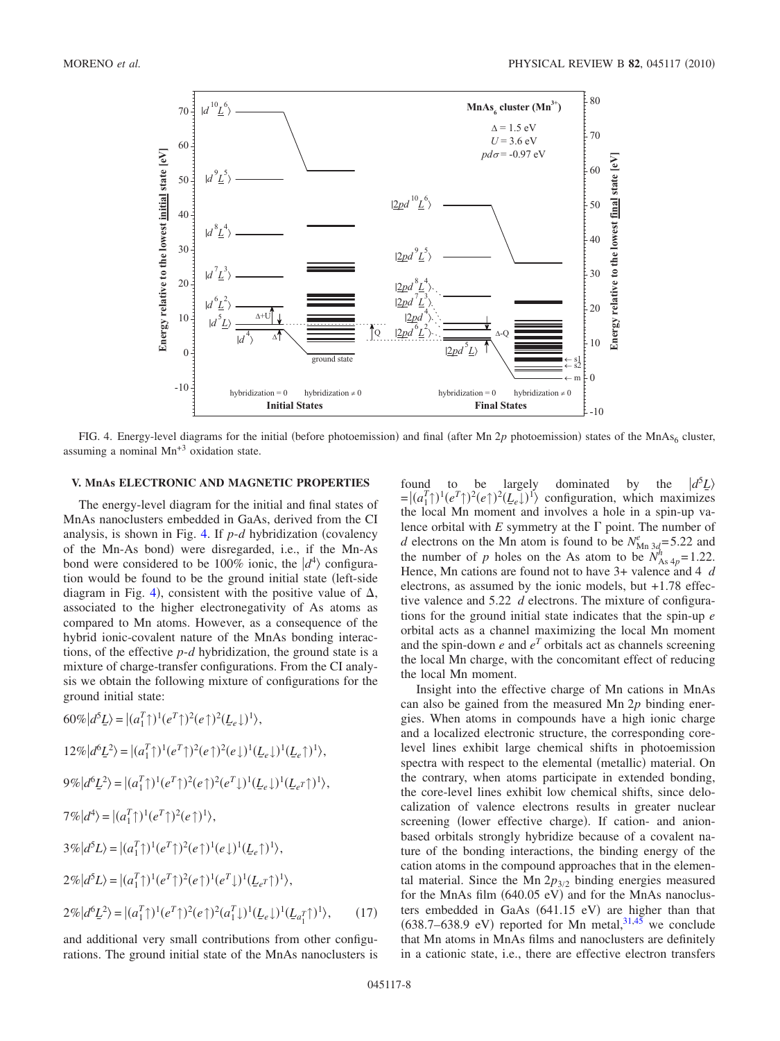FIG. 4. Energy-level diagrams for the initial (before photoemission) and final (after Mn 2$p$ photoemission) states of the $MnAs_6$ cluster, assuming a nominal $Mn^{+3}$ oxidation state.

## V. MnAs ELECTRONIC AND MAGNETIC PROPERTIES

The energy-level diagram for the initial and final states of MnAs nanoclusters embedded in GaAs, derived from the CI analysis, is shown in Fig. 4. If $p$-$d$ hybridization (covalency of the Mn-As bond) were disregarded, i.e., if the Mn-As bond were considered to be 100% ionic, the $|d^4\rangle$ configuration would be found to be the ground initial state (left-side diagram in Fig. 4), consistent with the positive value of $\Delta$, associated to the higher electronegativity of As atoms as compared to Mn atoms. However, as a consequence of the hybrid ionic-covalent nature of the MnAs bonding interactions, of the effective $p$-$d$ hybridization, the ground state is a mixture of charge-transfer configurations. From the CI analysis we obtain the following mixture of configurations for the ground initial state:

$$
\begin{aligned}
60\%|d^5\underline{L}\rangle &= |(a_1^T\uparrow)^1(e^T\uparrow)^2(e\uparrow)^2(\underline{L}_e\downarrow)^1\rangle,\\
12\%|d^6\underline{L}^2\rangle &= |(a_1^T\uparrow)^1(e^T\uparrow)^2(e\uparrow)^2(e\downarrow)^1(\underline{L}_e\downarrow)^1(\underline{L}_e\uparrow)^1\rangle,\\
9\%|d^6\underline{L}^2\rangle &= |(a_1^T\uparrow)^1(e^T\uparrow)^2(e\uparrow)^2(e^T\downarrow)^1(\underline{L}_e\downarrow)^1(\underline{L}_{e^T}\uparrow)^1\rangle,\\
7\%|d^4\rangle &= |(a_1^T\uparrow)^1(e^T\uparrow)^2(e\uparrow)^1\rangle,\\
3\%|d^5L\rangle &= |(a_1^T\uparrow)^1(e^T\uparrow)^2(e\uparrow)^1(e\downarrow)^1(\underline{L}_e\uparrow)^1\rangle,\\
2\%|d^5L\rangle &= |(a_1^T\uparrow)^1(e^T\uparrow)^2(e\uparrow)^1(e^T\downarrow)^1(\underline{L}_{e^T}\uparrow)^1\rangle,\\
2\%|d^6\underline{L}^2\rangle &= |(a_1^T\uparrow)^1(e^T\uparrow)^2(e\uparrow)^2(a_1^T\downarrow)^1(\underline{L}_e\downarrow)^1(\underline{L}_{a_1^T}\uparrow)^1\rangle, \qquad (17)
\end{aligned}
$$

and additional very small contributions from other configurations. The ground initial state of the MnAs nanoclusters is found to be largely dominated by the $|d^5\underline{L}\rangle = |(a_1^T\uparrow)^1(e^T\uparrow)^2(e\uparrow)^2(\underline{L}_e\downarrow)^1\rangle$ configuration, which maximizes the local Mn moment and involves a hole in a spin-up valence orbital with $E$ symmetry at the $\Gamma$ point. The number of $d$ electrons on the Mn atom is found to be $N^e_{\text{Mn }3d}=5.22$ and the number of $p$ holes on the As atom to be $N^h_{\text{As }4p}=1.22$. Hence, Mn cations are found not to have 3+ valence and 4 $d$ electrons, as assumed by the ionic models, but +1.78 effective valence and 5.22 $d$ electrons. The mixture of configurations for the ground initial state indicates that the spin-up $e$ orbital acts as a channel maximizing the local Mn moment and the spin-down $e$ and $e^T$ orbitals act as channels screening the local Mn charge, with the concomitant effect of reducing the local Mn moment.

Insight into the effective charge of Mn cations in MnAs can also be gained from the measured Mn 2$p$ binding energies. When atoms in compounds have a high ionic charge and a localized electronic structure, the corresponding core-level lines exhibit large chemical shifts in photoemission spectra with respect to the elemental (metallic) material. On the contrary, when atoms participate in extended bonding, the core-level lines exhibit low chemical shifts, since delocalization of valence electrons results in greater nuclear screening (lower effective charge). If cation- and anion-based orbitals strongly hybridize because of a covalent nature of the bonding interactions, the binding energy of the cation atoms in the compound approaches that in the elemental material. Since the Mn $2p_{3/2}$ binding energies measured for the MnAs film (640.05 eV) and for the MnAs nanoclusters embedded in GaAs (641.15 eV) are higher than that (638.7–638.9 eV) reported for Mn metal,[31,45] we conclude that Mn atoms in MnAs films and nanoclusters are definitely in a cationic state, i.e., there are effective electron transfers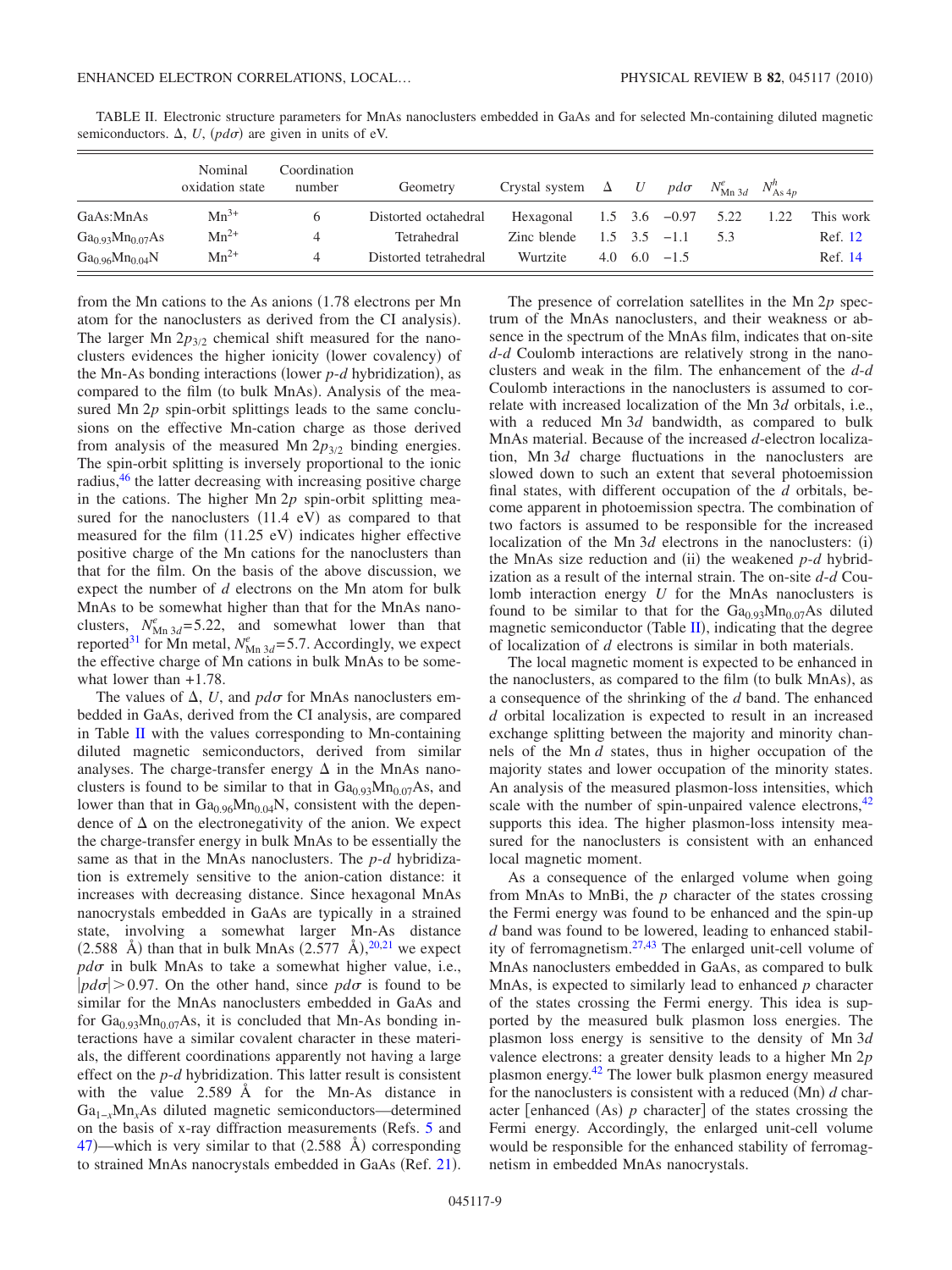TABLE II. Electronic structure parameters for MnAs nanoclusters embedded in GaAs and for selected Mn-containing diluted magnetic semiconductors. $\Delta$, $U$, $(pd\sigma)$ are given in units of eV.

| | Nominal oxidation state | Coordination number | Geometry | Crystal system | $\Delta$ | $U$ | $pd\sigma$ | $N^e_{\mathrm{Mn}\,3d}$ | $N^h_{\mathrm{As}\,4p}$ | |
|---|---|---|---|---|---|---|---|---|---|---|
| GaAs:MnAs | $Mn^{3+}$ | 6 | Distorted octahedral | Hexagonal | 1.5 | 3.6 | −0.97 | 5.22 | 1.22 | This work |
| $Ga_{0.93}Mn_{0.07}As$ | $Mn^{2+}$ | 4 | Tetrahedral | Zinc blende | 1.5 | 3.5 | −1.1 | 5.3 | | Ref. 12 |
| $Ga_{0.96}Mn_{0.04}N$ | $Mn^{2+}$ | 4 | Distorted tetrahedral | Wurtzite | 4.0 | 6.0 | −1.5 | | | Ref. 14 |

from the Mn cations to the As anions (1.78 electrons per Mn atom for the nanoclusters as derived from the CI analysis). The larger Mn $2p_{3/2}$ chemical shift measured for the nanoclusters evidences the higher ionicity (lower covalency) of the Mn-As bonding interactions (lower $p$-$d$ hybridization), as compared to the film (to bulk MnAs). Analysis of the measured Mn $2p$ spin-orbit splittings leads to the same conclusions on the effective Mn-cation charge as those derived from analysis of the measured Mn $2p_{3/2}$ binding energies. The spin-orbit splitting is inversely proportional to the ionic radius,[46] the latter decreasing with increasing positive charge in the cations. The higher Mn $2p$ spin-orbit splitting measured for the nanoclusters (11.4 eV) as compared to that measured for the film (11.25 eV) indicates higher effective positive charge of the Mn cations for the nanoclusters than that for the film. On the basis of the above discussion, we expect the number of $d$ electrons on the Mn atom for bulk MnAs to be somewhat higher than that for the MnAs nanoclusters, $N^e_{\mathrm{Mn}\,3d}=5.22$, and somewhat lower than that reported[31] for Mn metal, $N^e_{\mathrm{Mn}\,3d}=5.7$. Accordingly, we expect the effective charge of Mn cations in bulk MnAs to be somewhat lower than +1.78.

The values of $\Delta$, $U$, and $pd\sigma$ for MnAs nanoclusters embedded in GaAs, derived from the CI analysis, are compared in Table II with the values corresponding to Mn-containing diluted magnetic semiconductors, derived from similar analyses. The charge-transfer energy $\Delta$ in the MnAs nanoclusters is found to be similar to that in $Ga_{0.93}Mn_{0.07}As$, and lower than that in $Ga_{0.96}Mn_{0.04}N$, consistent with the dependence of $\Delta$ on the electronegativity of the anion. We expect the charge-transfer energy in bulk MnAs to be essentially the same as that in the MnAs nanoclusters. The $p$-$d$ hybridization is extremely sensitive to the anion-cation distance: it increases with decreasing distance. Since hexagonal MnAs nanocrystals embedded in GaAs are typically in a strained state, involving a somewhat larger Mn-As distance (2.588 Å) than that in bulk MnAs (2.577 Å),[20,21] we expect $pd\sigma$ in bulk MnAs to take a somewhat higher value, i.e., $|pd\sigma|>0.97$. On the other hand, since $pd\sigma$ is found to be similar for the MnAs nanoclusters embedded in GaAs and for $Ga_{0.93}Mn_{0.07}As$, it is concluded that Mn-As bonding interactions have a similar covalent character in these materials, the different coordinations apparently not having a large effect on the $p$-$d$ hybridization. This latter result is consistent with the value 2.589 Å for the Mn-As distance in $Ga_{1-x}Mn_xAs$ diluted magnetic semiconductors—determined on the basis of x-ray diffraction measurements (Refs. 5 and 47)—which is very similar to that (2.588 Å) corresponding to strained MnAs nanocrystals embedded in GaAs (Ref. 21).

The presence of correlation satellites in the Mn $2p$ spectrum of the MnAs nanoclusters, and their weakness or absence in the spectrum of the MnAs film, indicates that on-site $d$-$d$ Coulomb interactions are relatively strong in the nanoclusters and weak in the film. The enhancement of the $d$-$d$ Coulomb interactions in the nanoclusters is assumed to correlate with increased localization of the Mn $3d$ orbitals, i.e., with a reduced Mn $3d$ bandwidth, as compared to bulk MnAs material. Because of the increased $d$-electron localization, Mn $3d$ charge fluctuations in the nanoclusters are slowed down to such an extent that several photoemission final states, with different occupation of the $d$ orbitals, become apparent in photoemission spectra. The combination of two factors is assumed to be responsible for the increased localization of the Mn $3d$ electrons in the nanoclusters: (i) the MnAs size reduction and (ii) the weakened $p$-$d$ hybridization as a result of the internal strain. The on-site $d$-$d$ Coulomb interaction energy $U$ for the MnAs nanoclusters is found to be similar to that for the $Ga_{0.93}Mn_{0.07}As$ diluted magnetic semiconductor (Table II), indicating that the degree of localization of $d$ electrons is similar in both materials.

The local magnetic moment is expected to be enhanced in the nanoclusters, as compared to the film (to bulk MnAs), as a consequence of the shrinking of the $d$ band. The enhanced $d$ orbital localization is expected to result in an increased exchange splitting between the majority and minority channels of the Mn $d$ states, thus in higher occupation of the majority states and lower occupation of the minority states. An analysis of the measured plasmon-loss intensities, which scale with the number of spin-unpaired valence electrons,[42] supports this idea. The higher plasmon-loss intensity measured for the nanoclusters is consistent with an enhanced local magnetic moment.

As a consequence of the enlarged volume when going from MnAs to MnBi, the $p$ character of the states crossing the Fermi energy was found to be enhanced and the spin-up $d$ band was found to be lowered, leading to enhanced stability of ferromagnetism.[27,43] The enlarged unit-cell volume of MnAs nanoclusters embedded in GaAs, as compared to bulk MnAs, is expected to similarly lead to enhanced $p$ character of the states crossing the Fermi energy. This idea is supported by the measured bulk plasmon loss energies. The plasmon loss energy is sensitive to the density of Mn $3d$ valence electrons: a greater density leads to a higher Mn $2p$ plasmon energy.[42] The lower bulk plasmon energy measured for the nanoclusters is consistent with a reduced (Mn) $d$ character [enhanced (As) $p$ character] of the states crossing the Fermi energy. Accordingly, the enlarged unit-cell volume would be responsible for the enhanced stability of ferromagnetism in embedded MnAs nanocrystals.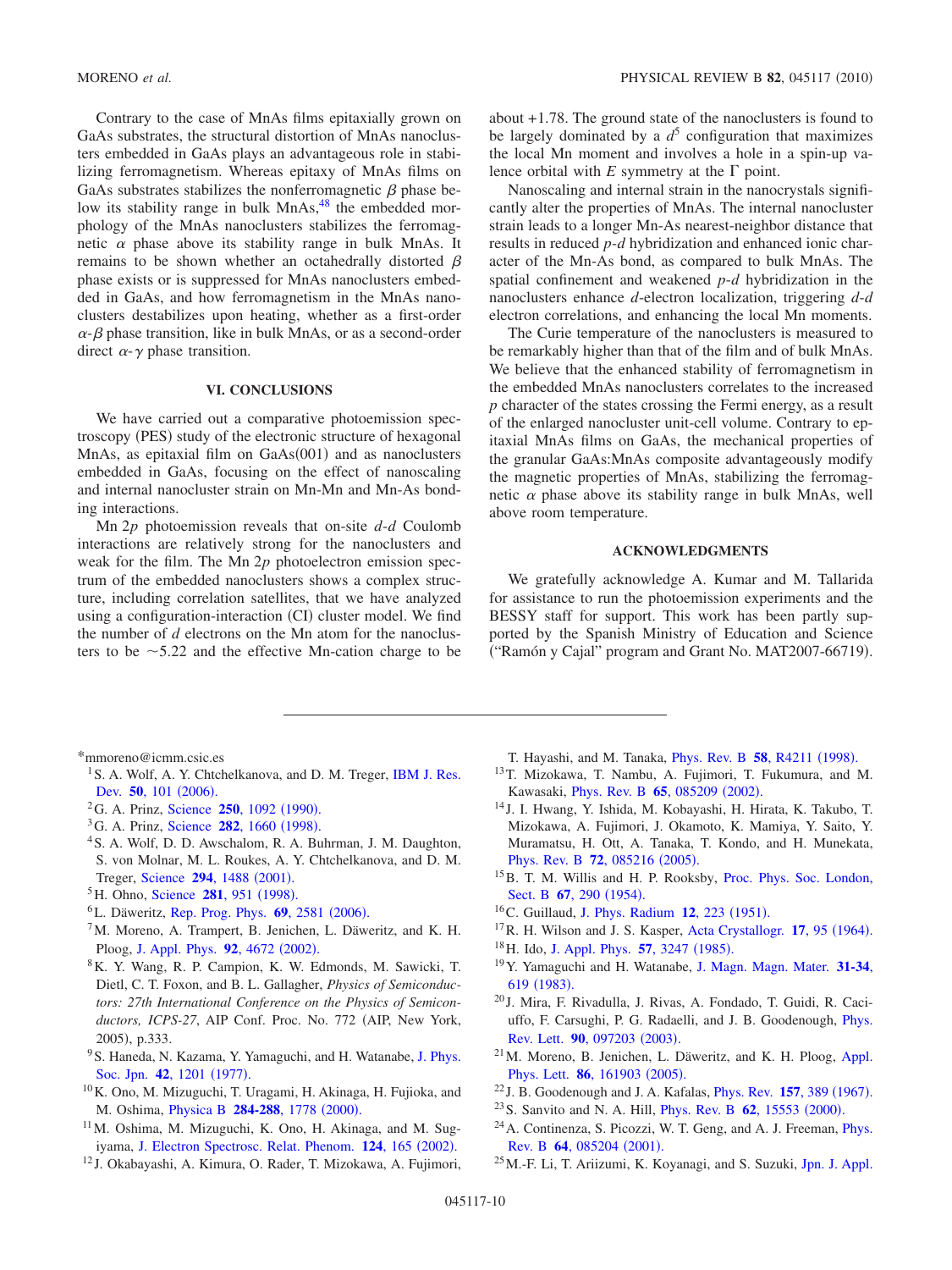Contrary to the case of MnAs films epitaxially grown on GaAs substrates, the structural distortion of MnAs nanoclusters embedded in GaAs plays an advantageous role in stabilizing ferromagnetism. Whereas epitaxy of MnAs films on GaAs substrates stabilizes the nonferromagnetic $\beta$ phase below its stability range in bulk MnAs,[48] the embedded morphology of the MnAs nanoclusters stabilizes the ferromagnetic $\alpha$ phase above its stability range in bulk MnAs. It remains to be shown whether an octahedrally distorted $\beta$ phase exists or is suppressed for MnAs nanoclusters embedded in GaAs, and how ferromagnetism in the MnAs nanoclusters destabilizes upon heating, whether as a first-order $\alpha$-$\beta$ phase transition, like in bulk MnAs, or as a second-order direct $\alpha$-$\gamma$ phase transition.

## VI. CONCLUSIONS

We have carried out a comparative photoemission spectroscopy (PES) study of the electronic structure of hexagonal MnAs, as epitaxial film on GaAs(001) and as nanoclusters embedded in GaAs, focusing on the effect of nanoscaling and internal nanocluster strain on Mn-Mn and Mn-As bonding interactions.

Mn $2p$ photoemission reveals that on-site $d$-$d$ Coulomb interactions are relatively strong for the nanoclusters and weak for the film. The Mn $2p$ photoelectron emission spectrum of the embedded nanoclusters shows a complex structure, including correlation satellites, that we have analyzed using a configuration-interaction (CI) cluster model. We find the number of $d$ electrons on the Mn atom for the nanoclusters to be ~5.22 and the effective Mn-cation charge to be about +1.78. The ground state of the nanoclusters is found to be largely dominated by a $d^5$ configuration that maximizes the local Mn moment and involves a hole in a spin-up valence orbital with $E$ symmetry at the $\Gamma$ point.

Nanoscaling and internal strain in the nanocrystals significantly alter the properties of MnAs. The internal nanocluster strain leads to a longer Mn-As nearest-neighbor distance that results in reduced $p$-$d$ hybridization and enhanced ionic character of the Mn-As bond, as compared to bulk MnAs. The spatial confinement and weakened $p$-$d$ hybridization in the nanoclusters enhance $d$-electron localization, triggering $d$-$d$ electron correlations, and enhancing the local Mn moments.

The Curie temperature of the nanoclusters is measured to be remarkably higher than that of the film and of bulk MnAs. We believe that the enhanced stability of ferromagnetism in the embedded MnAs nanoclusters correlates to the increased $p$ character of the states crossing the Fermi energy, as a result of the enlarged nanocluster unit-cell volume. Contrary to epitaxial MnAs films on GaAs, the mechanical properties of the granular GaAs:MnAs composite advantageously modify the magnetic properties of MnAs, stabilizing the ferromagnetic $\alpha$ phase above its stability range in bulk MnAs, well above room temperature.

## ACKNOWLEDGMENTS

We gratefully acknowledge A. Kumar and M. Tallarida for assistance to run the photoemission experiments and the BESSY staff for support. This work has been partly supported by the Spanish Ministry of Education and Science ("Ramón y Cajal" program and Grant No. MAT2007-66719).

---

*mmoreno@icmm.csic.es

[1] S. A. Wolf, A. Y. Chtchelkanova, and D. M. Treger, IBM J. Res. Dev. **50**, 101 (2006).

[2] G. A. Prinz, Science **250**, 1092 (1990).

[3] G. A. Prinz, Science **282**, 1660 (1998).

[4] S. A. Wolf, D. D. Awschalom, R. A. Buhrman, J. M. Daughton, S. von Molnar, M. L. Roukes, A. Y. Chtchelkanova, and D. M. Treger, Science **294**, 1488 (2001).

[5] H. Ohno, Science **281**, 951 (1998).

[6] L. Däweritz, Rep. Prog. Phys. **69**, 2581 (2006).

[7] M. Moreno, A. Trampert, B. Jenichen, L. Däweritz, and K. H. Ploog, J. Appl. Phys. **92**, 4672 (2002).

[8] K. Y. Wang, R. P. Campion, K. W. Edmonds, M. Sawicki, T. Dietl, C. T. Foxon, and B. L. Gallagher, *Physics of Semiconductors: 27th International Conference on the Physics of Semiconductors, ICPS-27*, AIP Conf. Proc. No. 772 (AIP, New York, 2005), p.333.

[9] S. Haneda, N. Kazama, Y. Yamaguchi, and H. Watanabe, J. Phys. Soc. Jpn. **42**, 1201 (1977).

[10] K. Ono, M. Mizuguchi, T. Uragami, H. Akinaga, H. Fujioka, and M. Oshima, Physica B **284-288**, 1778 (2000).

[11] M. Oshima, M. Mizuguchi, K. Ono, H. Akinaga, and M. Sugiyama, J. Electron Spectrosc. Relat. Phenom. **124**, 165 (2002).

[12] J. Okabayashi, A. Kimura, O. Rader, T. Mizokawa, A. Fujimori, T. Hayashi, and M. Tanaka, Phys. Rev. B **58**, R4211 (1998).

[13] T. Mizokawa, T. Nambu, A. Fujimori, T. Fukumura, and M. Kawasaki, Phys. Rev. B **65**, 085209 (2002).

[14] J. I. Hwang, Y. Ishida, M. Kobayashi, H. Hirata, K. Takubo, T. Mizokawa, A. Fujimori, J. Okamoto, K. Mamiya, Y. Saito, Y. Muramatsu, H. Ott, A. Tanaka, T. Kondo, and H. Munekata, Phys. Rev. B **72**, 085216 (2005).

[15] B. T. M. Willis and H. P. Rooksby, Proc. Phys. Soc. London, Sect. B **67**, 290 (1954).

[16] C. Guillaud, J. Phys. Radium **12**, 223 (1951).

[17] R. H. Wilson and J. S. Kasper, Acta Crystallogr. **17**, 95 (1964).

[18] H. Ido, J. Appl. Phys. **57**, 3247 (1985).

[19] Y. Yamaguchi and H. Watanabe, J. Magn. Magn. Mater. **31-34**, 619 (1983).

[20] J. Mira, F. Rivadulla, J. Rivas, A. Fondado, T. Guidi, R. Caciuffo, F. Carsughi, P. G. Radaelli, and J. B. Goodenough, Phys. Rev. Lett. **90**, 097203 (2003).

[21] M. Moreno, B. Jenichen, L. Däweritz, and K. H. Ploog, Appl. Phys. Lett. **86**, 161903 (2005).

[22] J. B. Goodenough and J. A. Kafalas, Phys. Rev. **157**, 389 (1967).

[23] S. Sanvito and N. A. Hill, Phys. Rev. B **62**, 15553 (2000).

[24] A. Continenza, S. Picozzi, W. T. Geng, and A. J. Freeman, Phys. Rev. B **64**, 085204 (2001).

[25] M.-F. Li, T. Ariizumi, K. Koyanagi, and S. Suzuki, Jpn. J. Appl.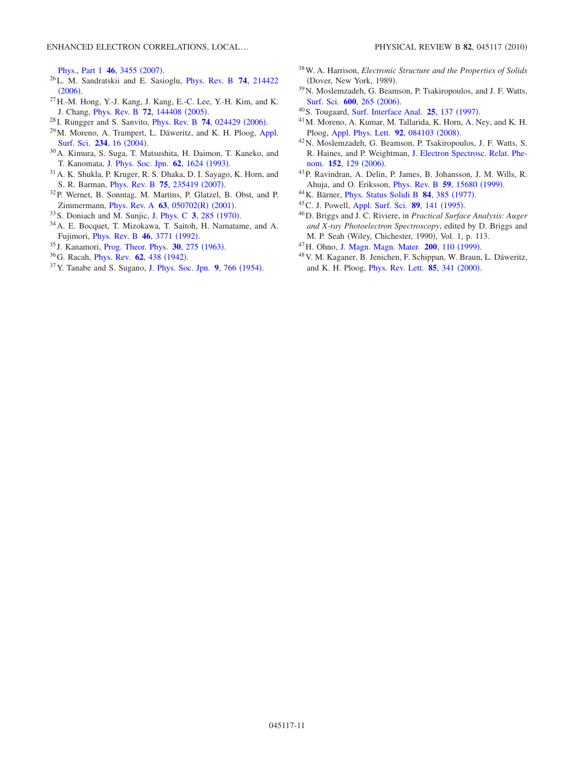Phys., Part 1 **46**, 3455 (2007).

[26] L. M. Sandratskii and E. Sasioglu, Phys. Rev. B **74**, 214422 (2006).

[27] H.-M. Hong, Y.-J. Kang, J. Kang, E.-C. Lee, Y.-H. Kim, and K. J. Chang, Phys. Rev. B **72**, 144408 (2005).

[28] I. Rungger and S. Sanvito, Phys. Rev. B **74**, 024429 (2006).

[29] M. Moreno, A. Trampert, L. Däweritz, and K. H. Ploog, Appl. Surf. Sci. **234**, 16 (2004).

[30] A. Kimura, S. Suga, T. Matsushita, H. Daimon, T. Kaneko, and T. Kanomata, J. Phys. Soc. Jpn. **62**, 1624 (1993).

[31] A. K. Shukla, P. Kruger, R. S. Dhaka, D. I. Sayago, K. Horn, and S. R. Barman, Phys. Rev. B **75**, 235419 (2007).

[32] P. Wernet, B. Sonntag, M. Martins, P. Glatzel, B. Obst, and P. Zimmermann, Phys. Rev. A **63**, 050702(R) (2001).

[33] S. Doniach and M. Sunjic, J. Phys. C **3**, 285 (1970).

[34] A. E. Bocquet, T. Mizokawa, T. Saitoh, H. Namatame, and A. Fujimori, Phys. Rev. B **46**, 3771 (1992).

[35] J. Kanamori, Prog. Theor. Phys. **30**, 275 (1963).

[36] G. Racah, Phys. Rev. **62**, 438 (1942).

[37] Y. Tanabe and S. Sugano, J. Phys. Soc. Jpn. **9**, 766 (1954).

[38] W. A. Harrison, *Electronic Structure and the Properties of Solids* (Dover, New York, 1989).

[39] N. Moslemzadeh, G. Beamson, P. Tsakiropoulos, and J. F. Watts, Surf. Sci. **600**, 265 (2006).

[40] S. Tougaard, Surf. Interface Anal. **25**, 137 (1997).

[41] M. Moreno, A. Kumar, M. Tallarida, K. Horn, A. Ney, and K. H. Ploog, Appl. Phys. Lett. **92**, 084103 (2008).

[42] N. Moslemzadeh, G. Beamson, P. Tsakiropoulos, J. F. Watts, S. R. Haines, and P. Weightman, J. Electron Spectrosc. Relat. Phenom. **152**, 129 (2006).

[43] P. Ravindran, A. Delin, P. James, B. Johansson, J. M. Wills, R. Ahuja, and O. Eriksson, Phys. Rev. B **59**, 15680 (1999).

[44] K. Bärner, Phys. Status Solidi B **84**, 385 (1977).

[45] C. J. Powell, Appl. Surf. Sci. **89**, 141 (1995).

[46] D. Briggs and J. C. Riviere, in *Practical Surface Analysis: Auger and X-ray Photoelectron Spectroscopy*, edited by D. Briggs and M. P. Seah (Wiley, Chichester, 1990), Vol. 1, p. 113.

[47] H. Ohno, J. Magn. Magn. Mater. **200**, 110 (1999).

[48] V. M. Kaganer, B. Jenichen, F. Schippan, W. Braun, L. Däweritz, and K. H. Ploog, Phys. Rev. Lett. **85**, 341 (2000).